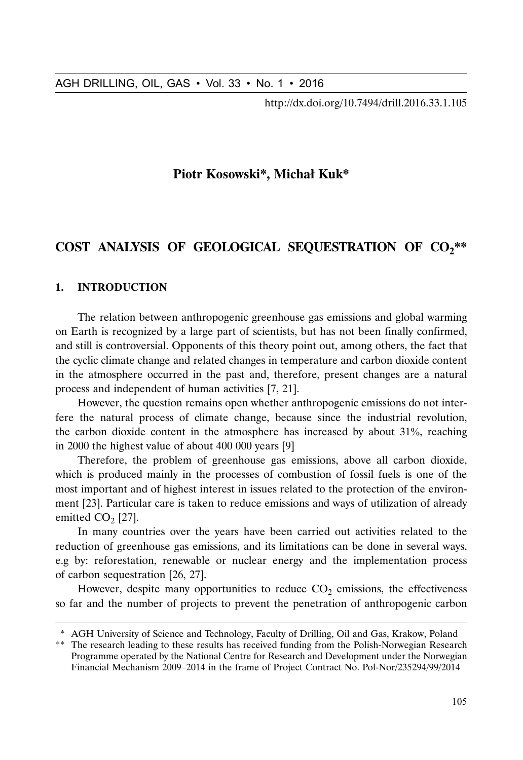http://dx.doi.org/10.7494/drill.2016.33.1.105

**Piotr Kosowski\*, Michał Kuk\***

# COST ANALYSIS OF GEOLOGICAL SEQUESTRATION OF $CO_2$\*\*

## 1. INTRODUCTION

The relation between anthropogenic greenhouse gas emissions and global warming on Earth is recognized by a large part of scientists, but has not been finally confirmed, and still is controversial. Opponents of this theory point out, among others, the fact that the cyclic climate change and related changes in temperature and carbon dioxide content in the atmosphere occurred in the past and, therefore, present changes are a natural process and independent of human activities [7, 21].

However, the question remains open whether anthropogenic emissions do not interfere the natural process of climate change, because since the industrial revolution, the carbon dioxide content in the atmosphere has increased by about 31%, reaching in 2000 the highest value of about 400 000 years [9]

Therefore, the problem of greenhouse gas emissions, above all carbon dioxide, which is produced mainly in the processes of combustion of fossil fuels is one of the most important and of highest interest in issues related to the protection of the environment [23]. Particular care is taken to reduce emissions and ways of utilization of already emitted $CO_2$ [27].

In many countries over the years have been carried out activities related to the reduction of greenhouse gas emissions, and its limitations can be done in several ways, e.g by: reforestation, renewable or nuclear energy and the implementation process of carbon sequestration [26, 27].

However, despite many opportunities to reduce $CO_2$ emissions, the effectiveness so far and the number of projects to prevent the penetration of anthropogenic carbon

---

\* AGH University of Science and Technology, Faculty of Drilling, Oil and Gas, Krakow, Poland

\*\* The research leading to these results has received funding from the Polish-Norwegian Research Programme operated by the National Centre for Research and Development under the Norwegian Financial Mechanism 2009–2014 in the frame of Project Contract No. Pol-Nor/235294/99/2014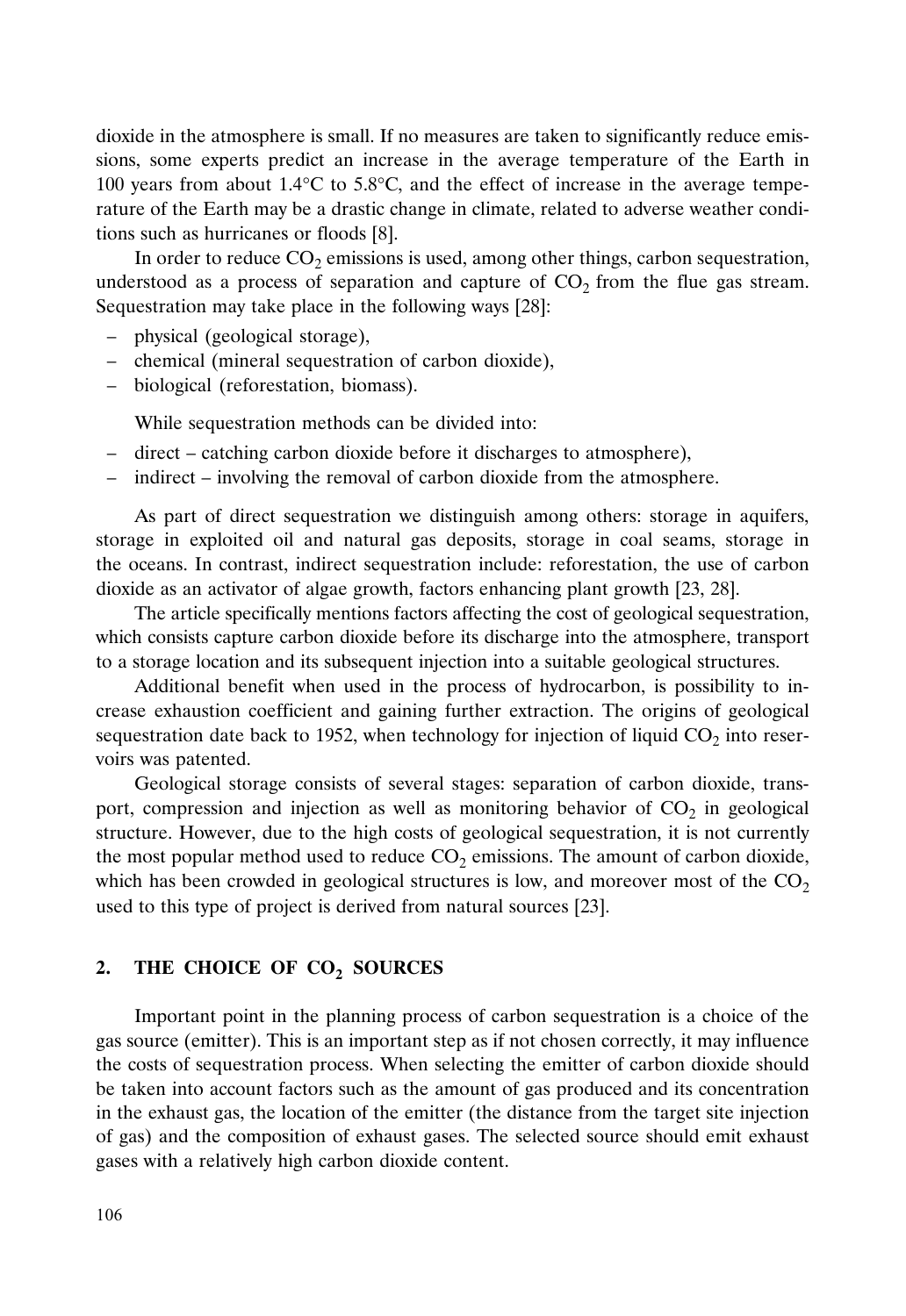dioxide in the atmosphere is small. If no measures are taken to significantly reduce emissions, some experts predict an increase in the average temperature of the Earth in 100 years from about 1.4°C to 5.8°C, and the effect of increase in the average temperature of the Earth may be a drastic change in climate, related to adverse weather conditions such as hurricanes or floods [8].

In order to reduce $CO_2$ emissions is used, among other things, carbon sequestration, understood as a process of separation and capture of $CO_2$ from the flue gas stream. Sequestration may take place in the following ways [28]:

- physical (geological storage),
- chemical (mineral sequestration of carbon dioxide),
- biological (reforestation, biomass).

While sequestration methods can be divided into:

- direct – catching carbon dioxide before it discharges to atmosphere),
- indirect – involving the removal of carbon dioxide from the atmosphere.

As part of direct sequestration we distinguish among others: storage in aquifers, storage in exploited oil and natural gas deposits, storage in coal seams, storage in the oceans. In contrast, indirect sequestration include: reforestation, the use of carbon dioxide as an activator of algae growth, factors enhancing plant growth [23, 28].

The article specifically mentions factors affecting the cost of geological sequestration, which consists capture carbon dioxide before its discharge into the atmosphere, transport to a storage location and its subsequent injection into a suitable geological structures.

Additional benefit when used in the process of hydrocarbon, is possibility to increase exhaustion coefficient and gaining further extraction. The origins of geological sequestration date back to 1952, when technology for injection of liquid $CO_2$ into reservoirs was patented.

Geological storage consists of several stages: separation of carbon dioxide, transport, compression and injection as well as monitoring behavior of $CO_2$ in geological structure. However, due to the high costs of geological sequestration, it is not currently the most popular method used to reduce $CO_2$ emissions. The amount of carbon dioxide, which has been crowded in geological structures is low, and moreover most of the $CO_2$ used to this type of project is derived from natural sources [23].

## 2. THE CHOICE OF $CO_2$ SOURCES

Important point in the planning process of carbon sequestration is a choice of the gas source (emitter). This is an important step as if not chosen correctly, it may influence the costs of sequestration process. When selecting the emitter of carbon dioxide should be taken into account factors such as the amount of gas produced and its concentration in the exhaust gas, the location of the emitter (the distance from the target site injection of gas) and the composition of exhaust gases. The selected source should emit exhaust gases with a relatively high carbon dioxide content.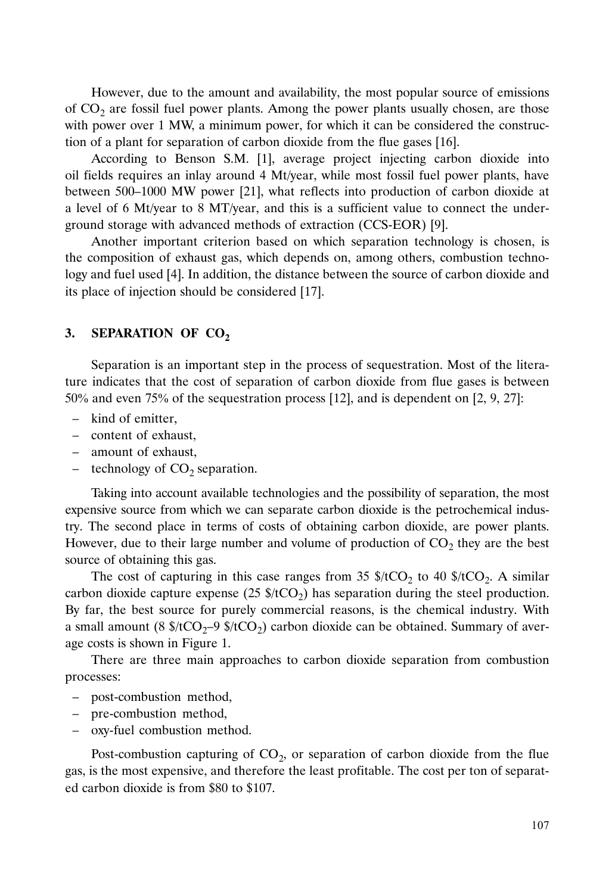However, due to the amount and availability, the most popular source of emissions of $CO_2$ are fossil fuel power plants. Among the power plants usually chosen, are those with power over 1 MW, a minimum power, for which it can be considered the construction of a plant for separation of carbon dioxide from the flue gases [16].

According to Benson S.M. [1], average project injecting carbon dioxide into oil fields requires an inlay around 4 Mt/year, while most fossil fuel power plants, have between 500–1000 MW power [21], what reflects into production of carbon dioxide at a level of 6 Mt/year to 8 MT/year, and this is a sufficient value to connect the underground storage with advanced methods of extraction (CCS-EOR) [9].

Another important criterion based on which separation technology is chosen, is the composition of exhaust gas, which depends on, among others, combustion technology and fuel used [4]. In addition, the distance between the source of carbon dioxide and its place of injection should be considered [17].

## 3. SEPARATION OF $CO_2$

Separation is an important step in the process of sequestration. Most of the literature indicates that the cost of separation of carbon dioxide from flue gases is between 50% and even 75% of the sequestration process [12], and is dependent on [2, 9, 27]:

- kind of emitter,
- content of exhaust,
- amount of exhaust,
- technology of $CO_2$ separation.

Taking into account available technologies and the possibility of separation, the most expensive source from which we can separate carbon dioxide is the petrochemical industry. The second place in terms of costs of obtaining carbon dioxide, are power plants. However, due to their large number and volume of production of $CO_2$ they are the best source of obtaining this gas.

The cost of capturing in this case ranges from 35 $/tCO_2$ to 40 $/tCO_2$. A similar carbon dioxide capture expense (25 $/tCO_2$) has separation during the steel production. By far, the best source for purely commercial reasons, is the chemical industry. With a small amount (8 $/tCO_2$–9 $/tCO_2$) carbon dioxide can be obtained. Summary of average costs is shown in Figure 1.

There are three main approaches to carbon dioxide separation from combustion processes:

- post-combustion method,
- pre-combustion method,
- oxy-fuel combustion method.

Post-combustion capturing of $CO_2$, or separation of carbon dioxide from the flue gas, is the most expensive, and therefore the least profitable. The cost per ton of separated carbon dioxide is from $80 to $107.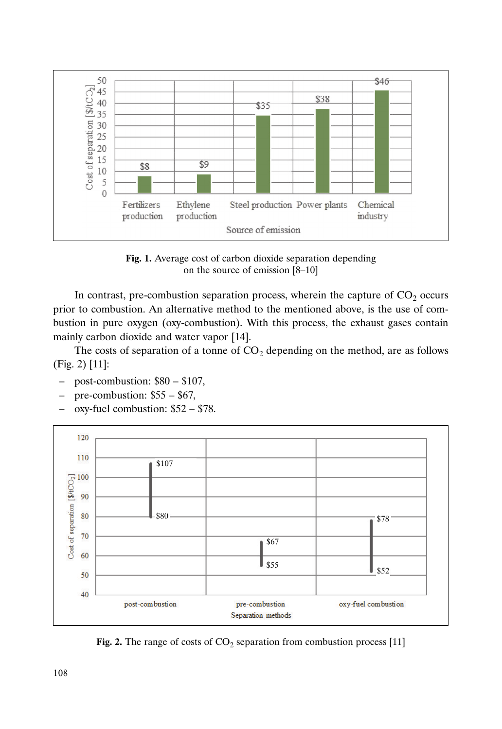**Fig. 1.** Average cost of carbon dioxide separation depending on the source of emission [8–10]

In contrast, pre-combustion separation process, wherein the capture of $CO_2$ occurs prior to combustion. An alternative method to the mentioned above, is the use of combustion in pure oxygen (oxy-combustion). With this process, the exhaust gases contain mainly carbon dioxide and water vapor [14].

The costs of separation of a tonne of $CO_2$ depending on the method, are as follows (Fig. 2) [11]:

- post-combustion: \$80 – \$107,
- pre-combustion: \$55 – \$67,
- oxy-fuel combustion: \$52 – \$78.

**Fig. 2.** The range of costs of $CO_2$ separation from combustion process [11]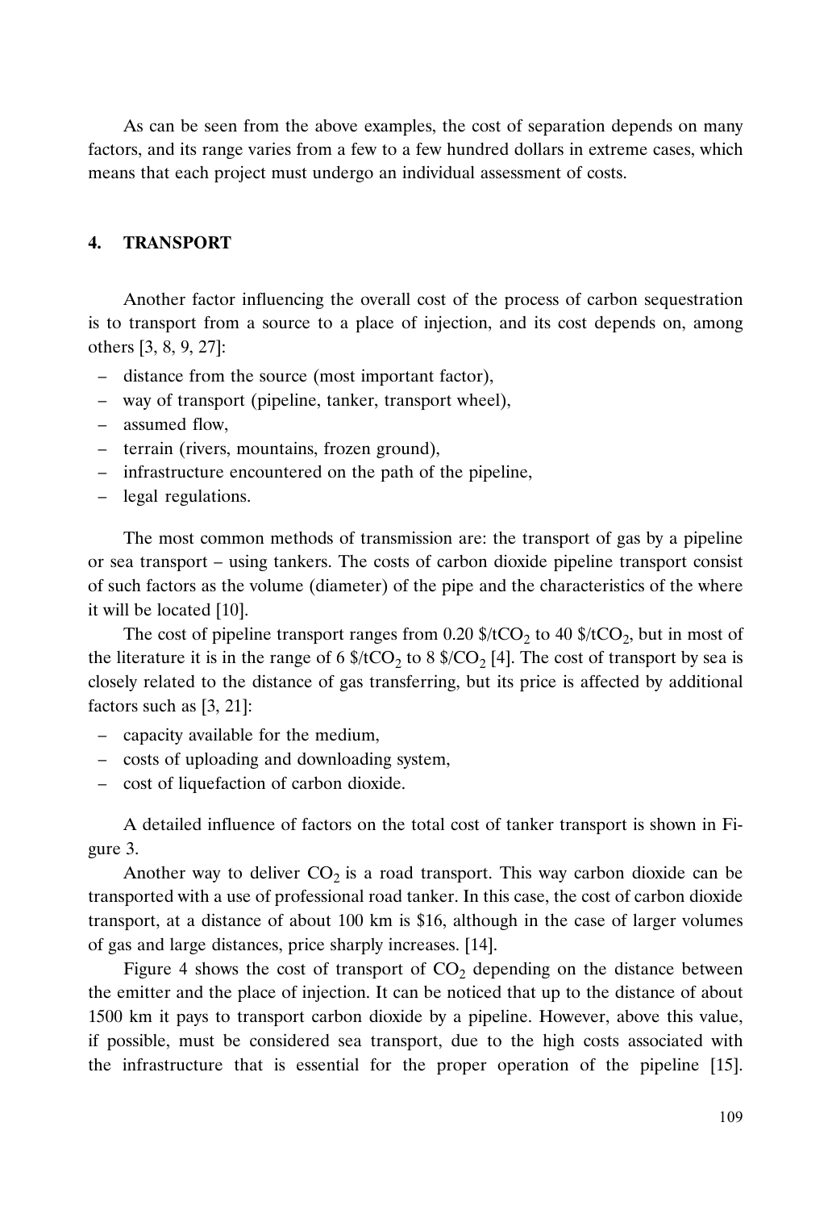As can be seen from the above examples, the cost of separation depends on many factors, and its range varies from a few to a few hundred dollars in extreme cases, which means that each project must undergo an individual assessment of costs.

## 4. TRANSPORT

Another factor influencing the overall cost of the process of carbon sequestration is to transport from a source to a place of injection, and its cost depends on, among others [3, 8, 9, 27]:

- distance from the source (most important factor),
- way of transport (pipeline, tanker, transport wheel),
- assumed flow,
- terrain (rivers, mountains, frozen ground),
- infrastructure encountered on the path of the pipeline,
- legal regulations.

The most common methods of transmission are: the transport of gas by a pipeline or sea transport – using tankers. The costs of carbon dioxide pipeline transport consist of such factors as the volume (diameter) of the pipe and the characteristics of the where it will be located [10].

The cost of pipeline transport ranges from 0.20 $\$/tCO_2$ to 40 $\$/tCO_2$, but in most of the literature it is in the range of 6 $\$/tCO_2$ to 8 $\$/CO_2$ [4]. The cost of transport by sea is closely related to the distance of gas transferring, but its price is affected by additional factors such as [3, 21]:

- capacity available for the medium,
- costs of uploading and downloading system,
- cost of liquefaction of carbon dioxide.

A detailed influence of factors on the total cost of tanker transport is shown in Figure 3.

Another way to deliver $CO_2$ is a road transport. This way carbon dioxide can be transported with a use of professional road tanker. In this case, the cost of carbon dioxide transport, at a distance of about 100 km is $16, although in the case of larger volumes of gas and large distances, price sharply increases. [14].

Figure 4 shows the cost of transport of $CO_2$ depending on the distance between the emitter and the place of injection. It can be noticed that up to the distance of about 1500 km it pays to transport carbon dioxide by a pipeline. However, above this value, if possible, must be considered sea transport, due to the high costs associated with the infrastructure that is essential for the proper operation of the pipeline [15].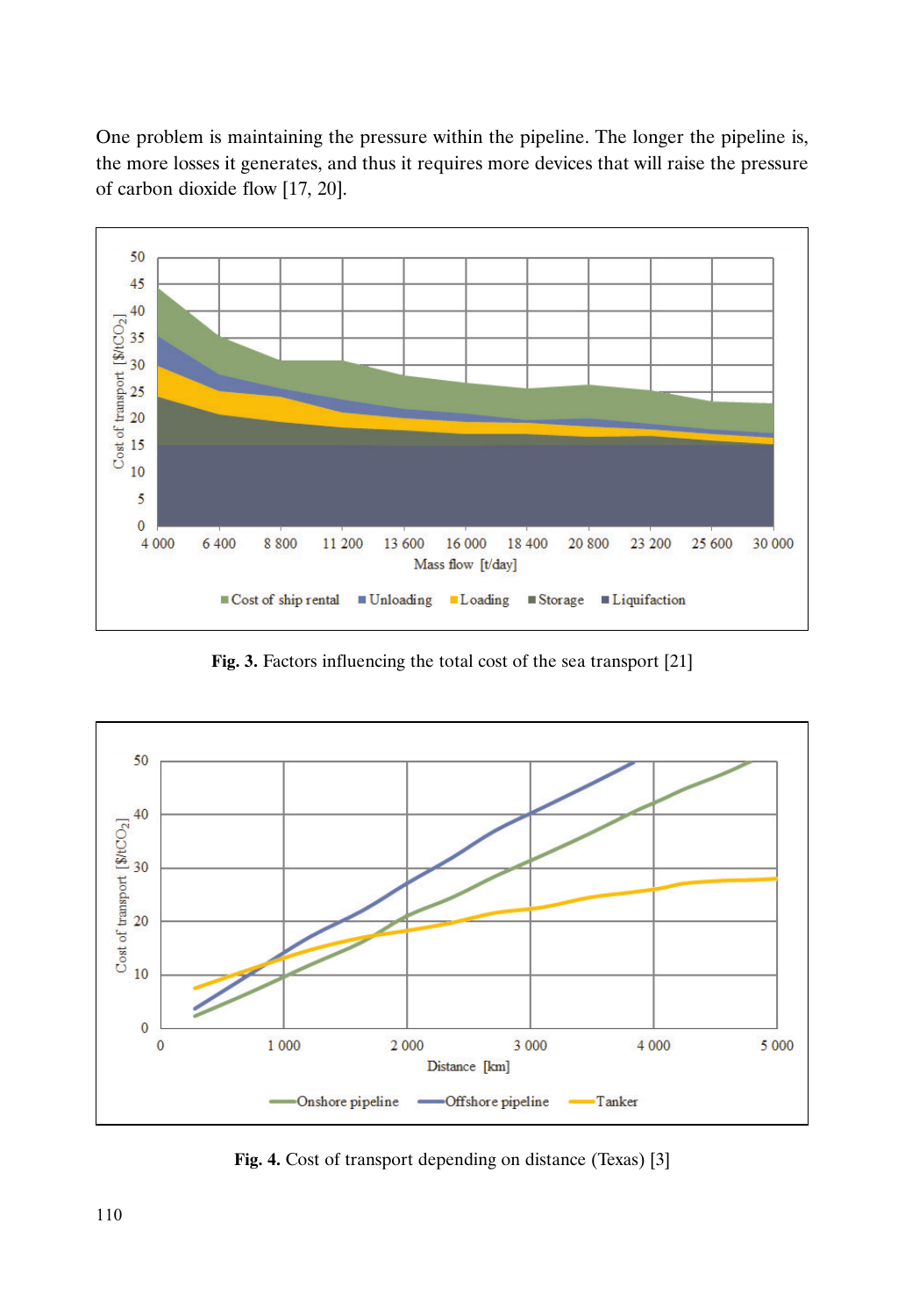One problem is maintaining the pressure within the pipeline. The longer the pipeline is, the more losses it generates, and thus it requires more devices that will raise the pressure of carbon dioxide flow [17, 20].

**Fig. 3.** Factors influencing the total cost of the sea transport [21]

**Fig. 4.** Cost of transport depending on distance (Texas) [3]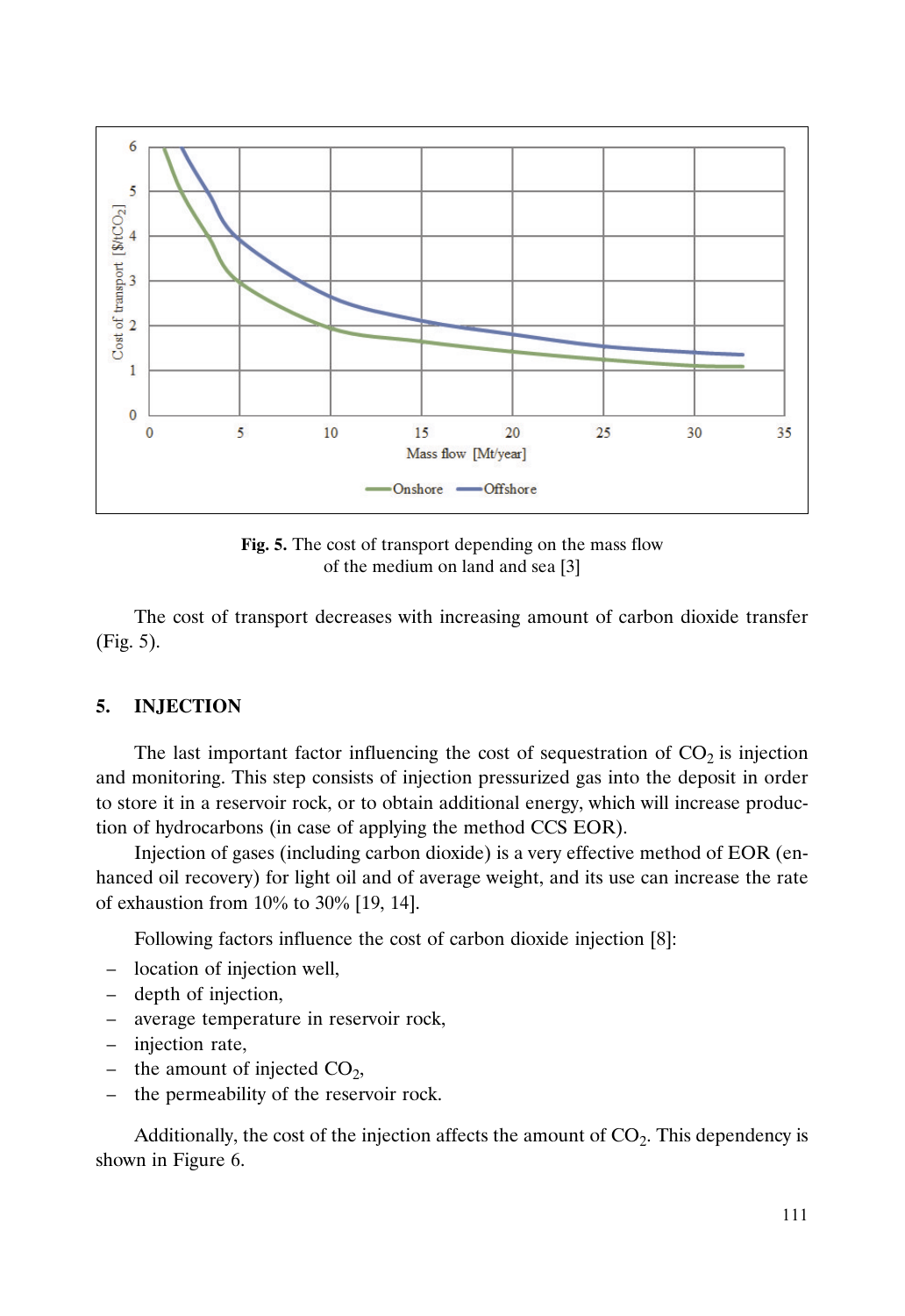**Fig. 5.** The cost of transport depending on the mass flow of the medium on land and sea [3]

The cost of transport decreases with increasing amount of carbon dioxide transfer (Fig. 5).

## 5. INJECTION

The last important factor influencing the cost of sequestration of $CO_2$ is injection and monitoring. This step consists of injection pressurized gas into the deposit in order to store it in a reservoir rock, or to obtain additional energy, which will increase production of hydrocarbons (in case of applying the method CCS EOR).

Injection of gases (including carbon dioxide) is a very effective method of EOR (enhanced oil recovery) for light oil and of average weight, and its use can increase the rate of exhaustion from 10% to 30% [19, 14].

Following factors influence the cost of carbon dioxide injection [8]:

- location of injection well,
- depth of injection,
- average temperature in reservoir rock,
- injection rate,
- the amount of injected $CO_2$,
- the permeability of the reservoir rock.

Additionally, the cost of the injection affects the amount of $CO_2$. This dependency is shown in Figure 6.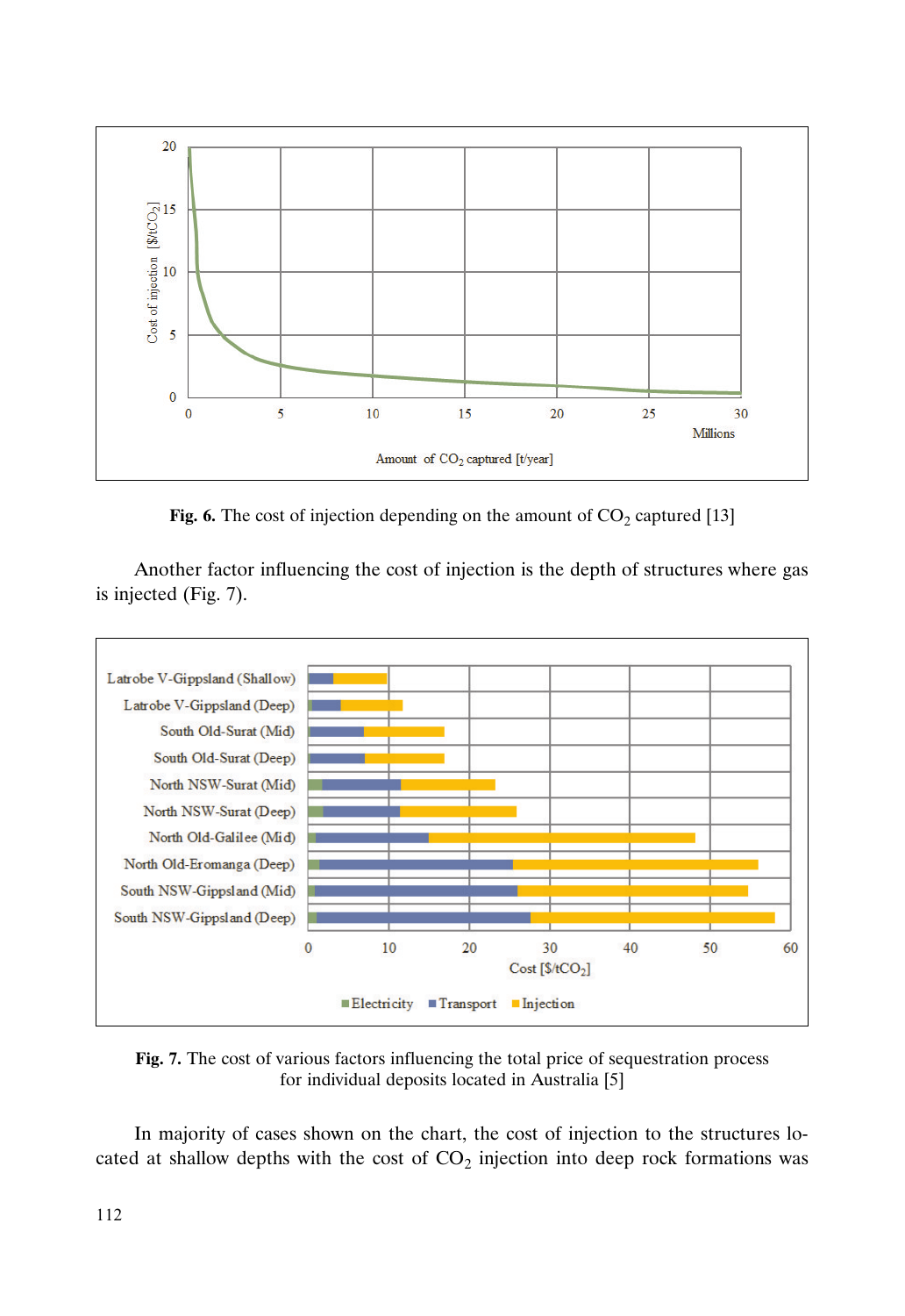**Fig. 6.** The cost of injection depending on the amount of $CO_2$ captured [13]

Another factor influencing the cost of injection is the depth of structures where gas is injected (Fig. 7).

**Fig. 7.** The cost of various factors influencing the total price of sequestration process for individual deposits located in Australia [5]

In majority of cases shown on the chart, the cost of injection to the structures located at shallow depths with the cost of $CO_2$ injection into deep rock formations was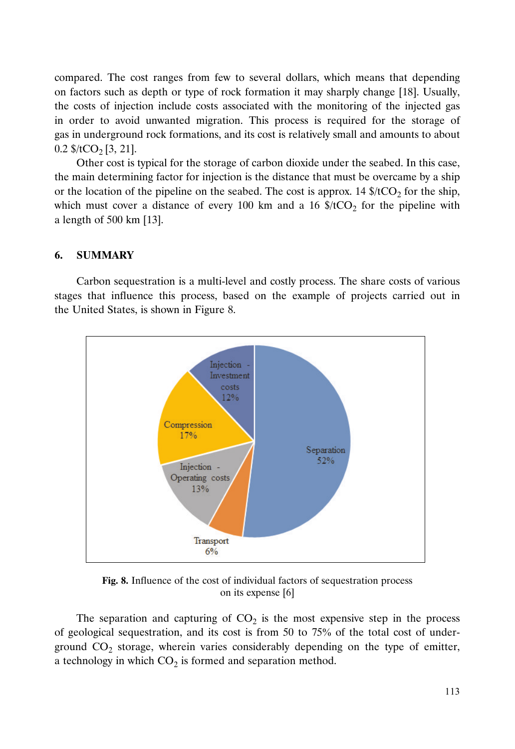compared. The cost ranges from few to several dollars, which means that depending on factors such as depth or type of rock formation it may sharply change [18]. Usually, the costs of injection include costs associated with the monitoring of the injected gas in order to avoid unwanted migration. This process is required for the storage of gas in underground rock formations, and its cost is relatively small and amounts to about 0.2 $/tCO_2$ [3, 21].

Other cost is typical for the storage of carbon dioxide under the seabed. In this case, the main determining factor for injection is the distance that must be overcame by a ship or the location of the pipeline on the seabed. The cost is approx. 14 $/tCO_2$ for the ship, which must cover a distance of every 100 km and a 16 $/tCO_2$ for the pipeline with a length of 500 km [13].

## 6. SUMMARY

Carbon sequestration is a multi-level and costly process. The share costs of various stages that influence this process, based on the example of projects carried out in the United States, is shown in Figure 8.

**Fig. 8.** Influence of the cost of individual factors of sequestration process on its expense [6]

The separation and capturing of $CO_2$ is the most expensive step in the process of geological sequestration, and its cost is from 50 to 75% of the total cost of underground $CO_2$ storage, wherein varies considerably depending on the type of emitter, a technology in which $CO_2$ is formed and separation method.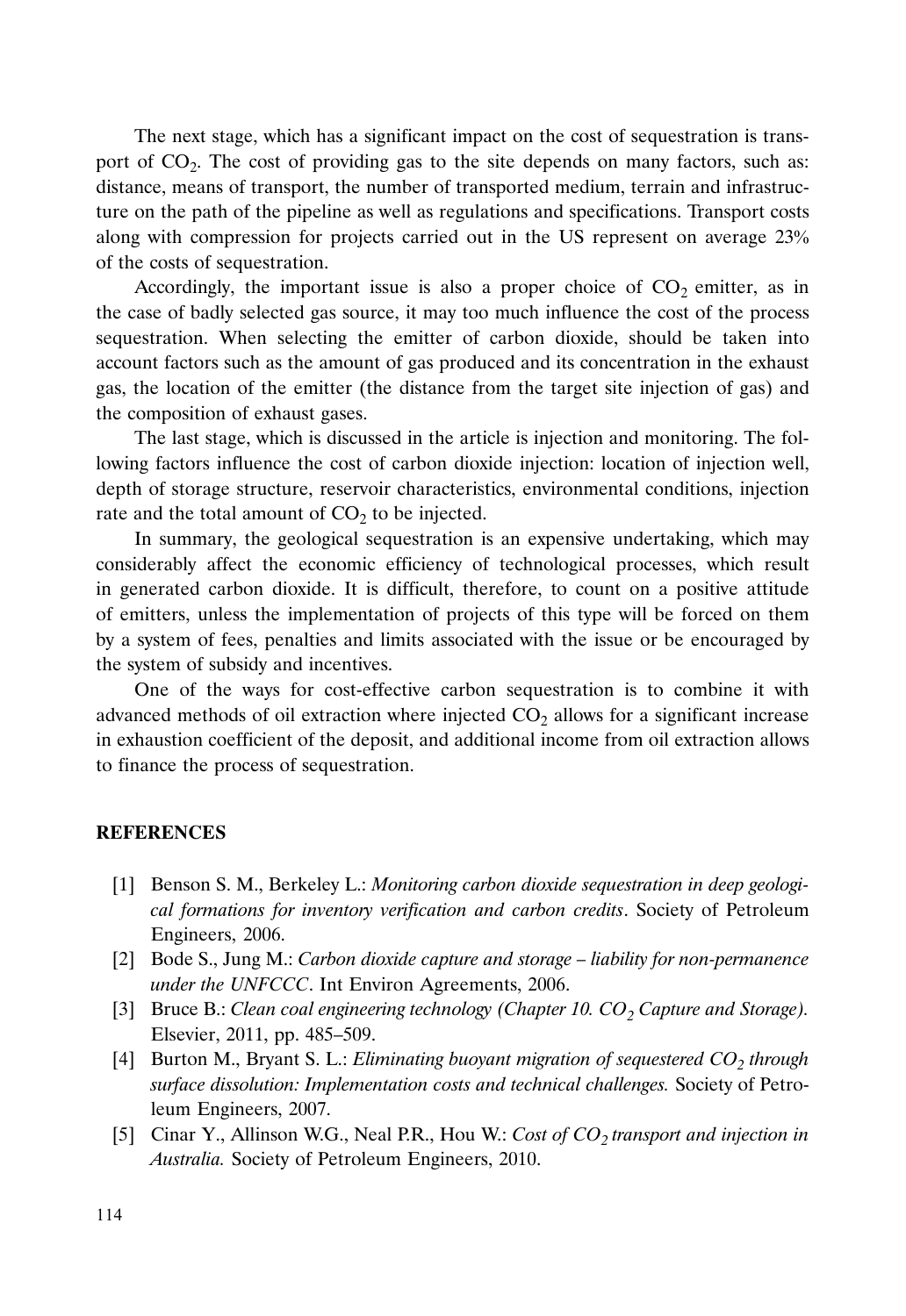The next stage, which has a significant impact on the cost of sequestration is transport of $CO_2$. The cost of providing gas to the site depends on many factors, such as: distance, means of transport, the number of transported medium, terrain and infrastructure on the path of the pipeline as well as regulations and specifications. Transport costs along with compression for projects carried out in the US represent on average 23% of the costs of sequestration.

Accordingly, the important issue is also a proper choice of $CO_2$ emitter, as in the case of badly selected gas source, it may too much influence the cost of the process sequestration. When selecting the emitter of carbon dioxide, should be taken into account factors such as the amount of gas produced and its concentration in the exhaust gas, the location of the emitter (the distance from the target site injection of gas) and the composition of exhaust gases.

The last stage, which is discussed in the article is injection and monitoring. The following factors influence the cost of carbon dioxide injection: location of injection well, depth of storage structure, reservoir characteristics, environmental conditions, injection rate and the total amount of $CO_2$ to be injected.

In summary, the geological sequestration is an expensive undertaking, which may considerably affect the economic efficiency of technological processes, which result in generated carbon dioxide. It is difficult, therefore, to count on a positive attitude of emitters, unless the implementation of projects of this type will be forced on them by a system of fees, penalties and limits associated with the issue or be encouraged by the system of subsidy and incentives.

One of the ways for cost-effective carbon sequestration is to combine it with advanced methods of oil extraction where injected $CO_2$ allows for a significant increase in exhaustion coefficient of the deposit, and additional income from oil extraction allows to finance the process of sequestration.

## REFERENCES

[1] Benson S. M., Berkeley L.: *Monitoring carbon dioxide sequestration in deep geological formations for inventory verification and carbon credits*. Society of Petroleum Engineers, 2006.

[2] Bode S., Jung M.: *Carbon dioxide capture and storage – liability for non-permanence under the UNFCCC*. Int Environ Agreements, 2006.

[3] Bruce B.: *Clean coal engineering technology (Chapter 10. $CO_2$ Capture and Storage).* Elsevier, 2011, pp. 485–509.

[4] Burton M., Bryant S. L.: *Eliminating buoyant migration of sequestered $CO_2$ through surface dissolution: Implementation costs and technical challenges.* Society of Petroleum Engineers, 2007.

[5] Cinar Y., Allinson W.G., Neal P.R., Hou W.: *Cost of $CO_2$ transport and injection in Australia.* Society of Petroleum Engineers, 2010.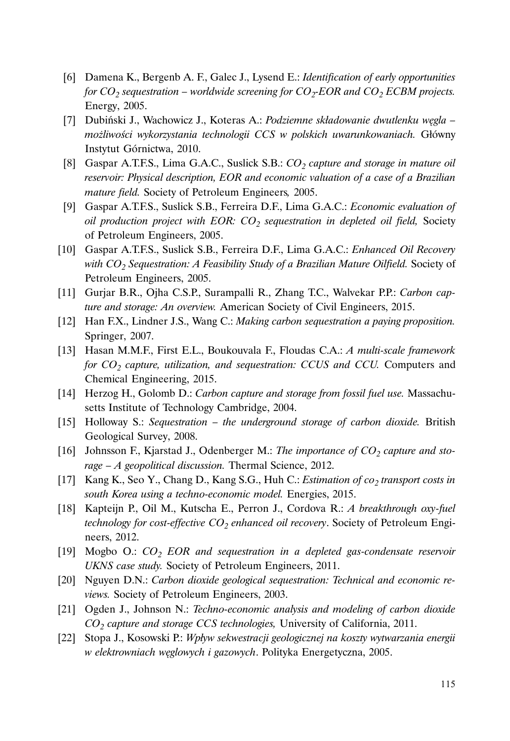[6] Damena K., Bergenb A. F., Galec J., Lysend E.: *Identification of early opportunities for $CO_2$ sequestration – worldwide screening for $CO_2$-EOR and $CO_2$ ECBM projects.* Energy, 2005.

[7] Dubiński J., Wachowicz J., Koteras A.: *Podziemne składowanie dwutlenku węgla – możliwości wykorzystania technologii CCS w polskich uwarunkowaniach.* Główny Instytut Górnictwa, 2010.

[8] Gaspar A.T.F.S., Lima G.A.C., Suslick S.B.: *$CO_2$ capture and storage in mature oil reservoir: Physical description, EOR and economic valuation of a case of a Brazilian mature field.* Society of Petroleum Engineers, 2005.

[9] Gaspar A.T.F.S., Suslick S.B., Ferreira D.F., Lima G.A.C.: *Economic evaluation of oil production project with EOR: $CO_2$ sequestration in depleted oil field,* Society of Petroleum Engineers, 2005.

[10] Gaspar A.T.F.S., Suslick S.B., Ferreira D.F., Lima G.A.C.: *Enhanced Oil Recovery with $CO_2$ Sequestration: A Feasibility Study of a Brazilian Mature Oilfield.* Society of Petroleum Engineers, 2005.

[11] Gurjar B.R., Ojha C.S.P., Surampalli R., Zhang T.C., Walvekar P.P.: *Carbon capture and storage: An overview.* American Society of Civil Engineers, 2015.

[12] Han F.X., Lindner J.S., Wang C.: *Making carbon sequestration a paying proposition.* Springer, 2007.

[13] Hasan M.M.F., First E.L., Boukouvala F., Floudas C.A.: *A multi-scale framework for $CO_2$ capture, utilization, and sequestration: CCUS and CCU.* Computers and Chemical Engineering, 2015.

[14] Herzog H., Golomb D.: *Carbon capture and storage from fossil fuel use.* Massachusetts Institute of Technology Cambridge, 2004.

[15] Holloway S.: *Sequestration – the underground storage of carbon dioxide.* British Geological Survey, 2008.

[16] Johnsson F., Kjarstad J., Odenberger M.: *The importance of $CO_2$ capture and storage – A geopolitical discussion.* Thermal Science, 2012.

[17] Kang K., Seo Y., Chang D., Kang S.G., Huh C.: *Estimation of $co_2$ transport costs in south Korea using a techno-economic model.* Energies, 2015.

[18] Kapteijn P., Oil M., Kutscha E., Perron J., Cordova R.: *A breakthrough oxy-fuel technology for cost-effective $CO_2$ enhanced oil recovery*. Society of Petroleum Engineers, 2012.

[19] Mogbo O.: *$CO_2$ EOR and sequestration in a depleted gas-condensate reservoir UKNS case study.* Society of Petroleum Engineers, 2011.

[20] Nguyen D.N.: *Carbon dioxide geological sequestration: Technical and economic reviews.* Society of Petroleum Engineers, 2003.

[21] Ogden J., Johnson N.: *Techno-economic analysis and modeling of carbon dioxide $CO_2$ capture and storage CCS technologies,* University of California, 2011.

[22] Stopa J., Kosowski P.: *Wpływ sekwestracji geologicznej na koszty wytwarzania energii w elektrowniach węglowych i gazowych*. Polityka Energetyczna, 2005.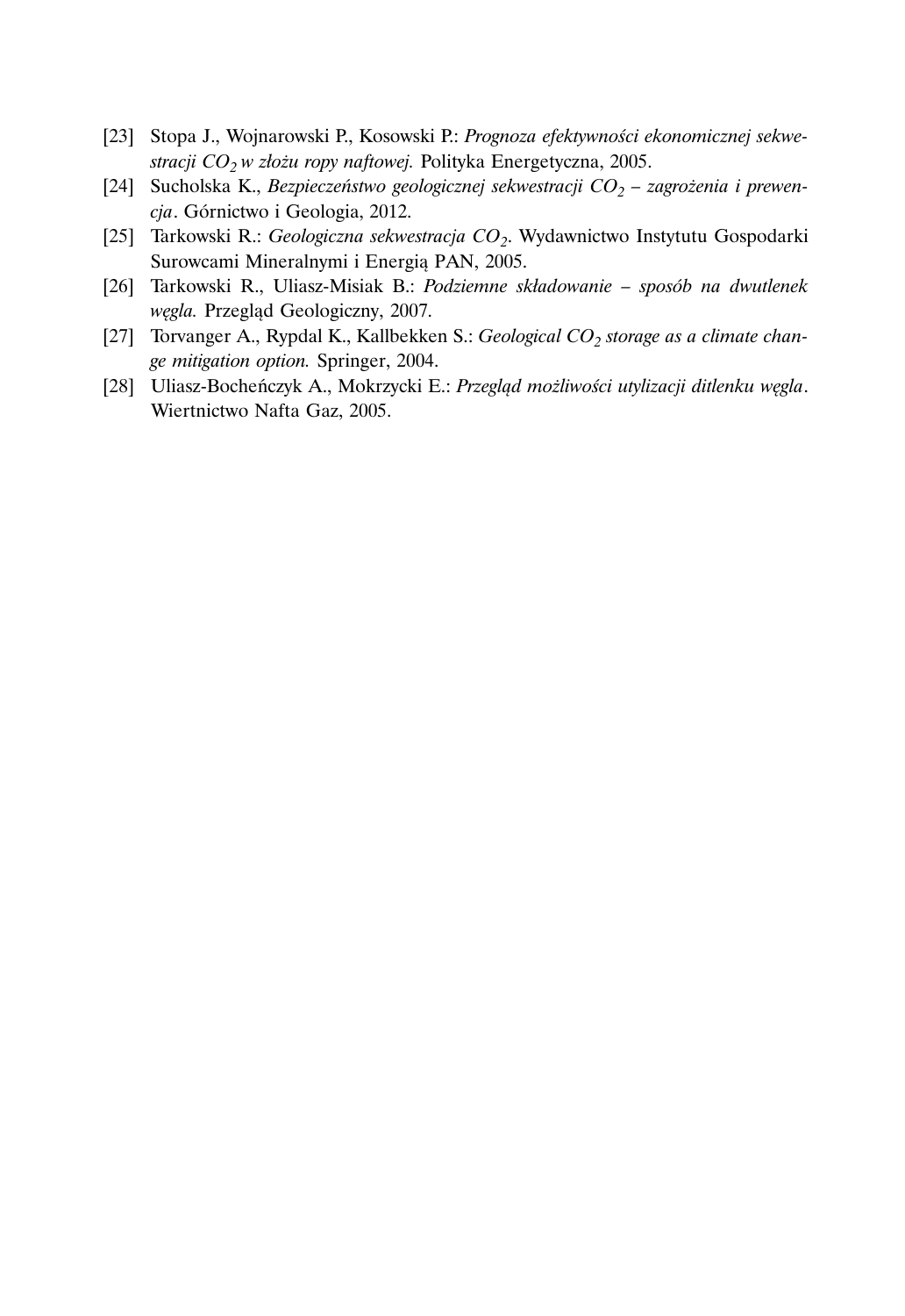[23] Stopa J., Wojnarowski P., Kosowski P.: *Prognoza efektywności ekonomicznej sekwestracji $CO_2$ w złożu ropy naftowej.* Polityka Energetyczna, 2005.

[24] Sucholska K., *Bezpieczeństwo geologicznej sekwestracji $CO_2$ – zagrożenia i prewencja*. Górnictwo i Geologia, 2012.

[25] Tarkowski R.: *Geologiczna sekwestracja $CO_2$*. Wydawnictwo Instytutu Gospodarki Surowcami Mineralnymi i Energią PAN, 2005.

[26] Tarkowski R., Uliasz-Misiak B.: *Podziemne składowanie – sposób na dwutlenek węgla.* Przegląd Geologiczny, 2007.

[27] Torvanger A., Rypdal K., Kallbekken S.: *Geological $CO_2$ storage as a climate change mitigation option.* Springer, 2004.

[28] Uliasz-Bocheńczyk A., Mokrzycki E.: *Przegląd możliwości utylizacji ditlenku węgla*. Wiertnictwo Nafta Gaz, 2005.